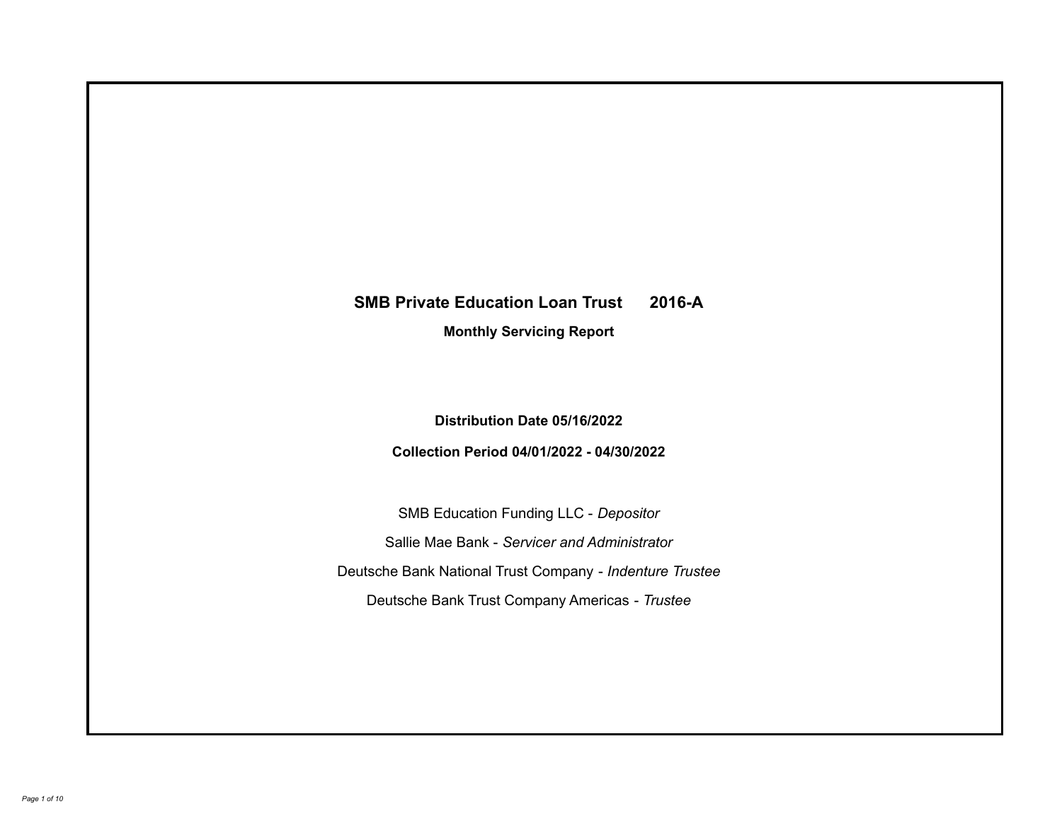# SMB Private Education Loan Trust 2016-A

## Monthly Servicing Report

**Distribution Date 05/16/2022**

**Collection Period 04/01/2022 - 04/30/2022**

SMB Education Funding LLC - *Depositor*

Sallie Mae Bank - *Servicer and Administrator*

Deutsche Bank National Trust Company - *Indenture Trustee*

Deutsche Bank Trust Company Americas - *Trustee*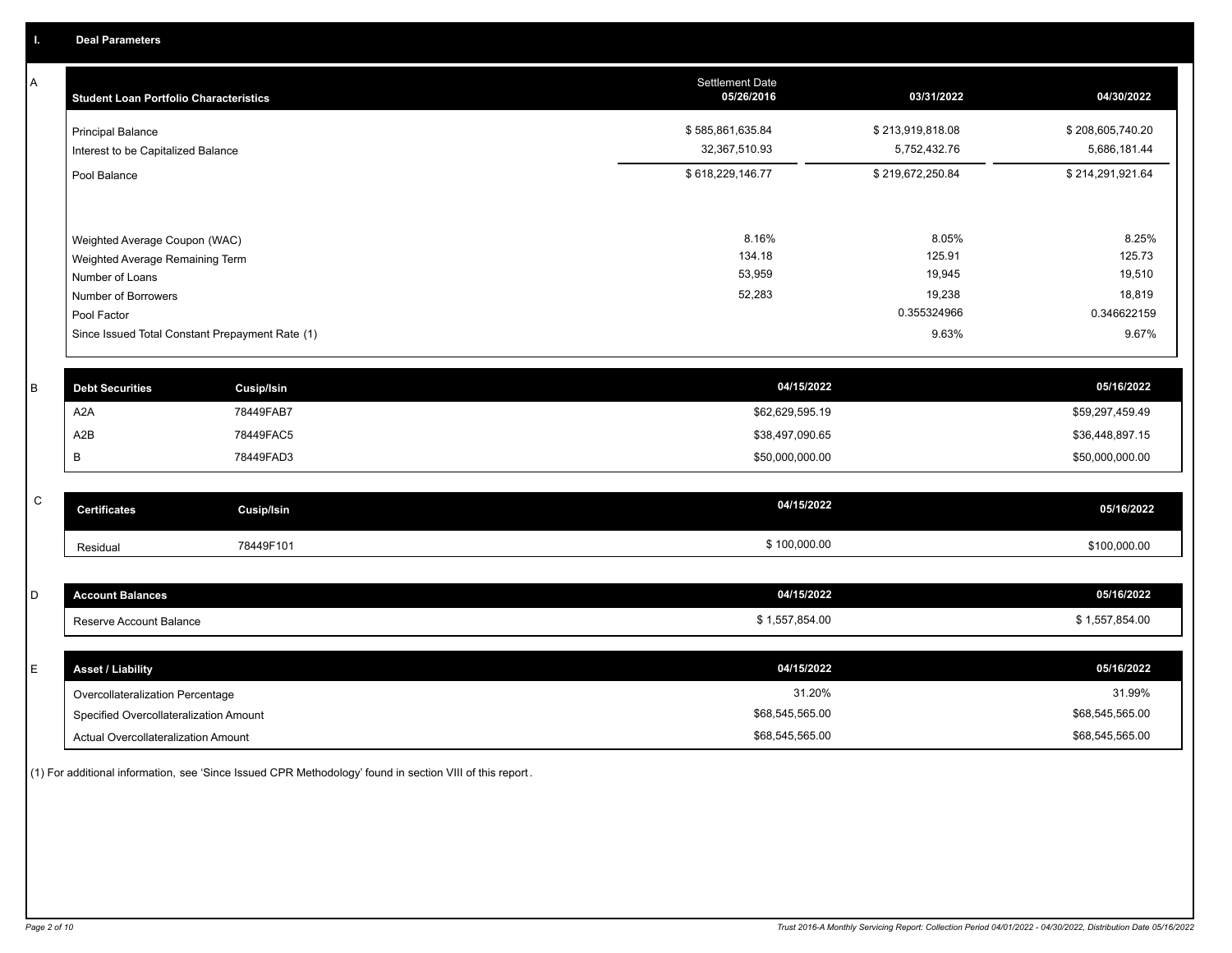## I. Deal Parameters

### A

| Student Loan Portfolio Characteristics | Settlement Date 05/26/2016 | 03/31/2022 | 04/30/2022 |
|---|---|---|---|
| Principal Balance | $ 585,861,635.84 | $ 213,919,818.08 | $ 208,605,740.20 |
| Interest to be Capitalized Balance | 32,367,510.93 | 5,752,432.76 | 5,686,181.44 |
| Pool Balance | $ 618,229,146.77 | $ 219,672,250.84 | $ 214,291,921.64 |
| Weighted Average Coupon (WAC) | 8.16% | 8.05% | 8.25% |
| Weighted Average Remaining Term | 134.18 | 125.91 | 125.73 |
| Number of Loans | 53,959 | 19,945 | 19,510 |
| Number of Borrowers | 52,283 | 19,238 | 18,819 |
| Pool Factor | | 0.355324966 | 0.346622159 |
| Since Issued Total Constant Prepayment Rate (1) | | 9.63% | 9.67% |

### B

| Debt Securities | Cusip/Isin | 04/15/2022 | 05/16/2022 |
|---|---|---|---|
| A2A | 78449FAB7 | $62,629,595.19 | $59,297,459.49 |
| A2B | 78449FAC5 | $38,497,090.65 | $36,448,897.15 |
| B | 78449FAD3 | $50,000,000.00 | $50,000,000.00 |

### C

| Certificates | Cusip/Isin | 04/15/2022 | 05/16/2022 |
|---|---|---|---|
| Residual | 78449F101 | $ 100,000.00 | $100,000.00 |

### D

| Account Balances | 04/15/2022 | 05/16/2022 |
|---|---|---|
| Reserve Account Balance | $ 1,557,854.00 | $ 1,557,854.00 |

### E

| Asset / Liability | 04/15/2022 | 05/16/2022 |
|---|---|---|
| Overcollateralization Percentage | 31.20% | 31.99% |
| Specified Overcollateralization Amount | $68,545,565.00 | $68,545,565.00 |
| Actual Overcollateralization Amount | $68,545,565.00 | $68,545,565.00 |

(1) For additional information, see 'Since Issued CPR Methodology' found in section VIII of this report.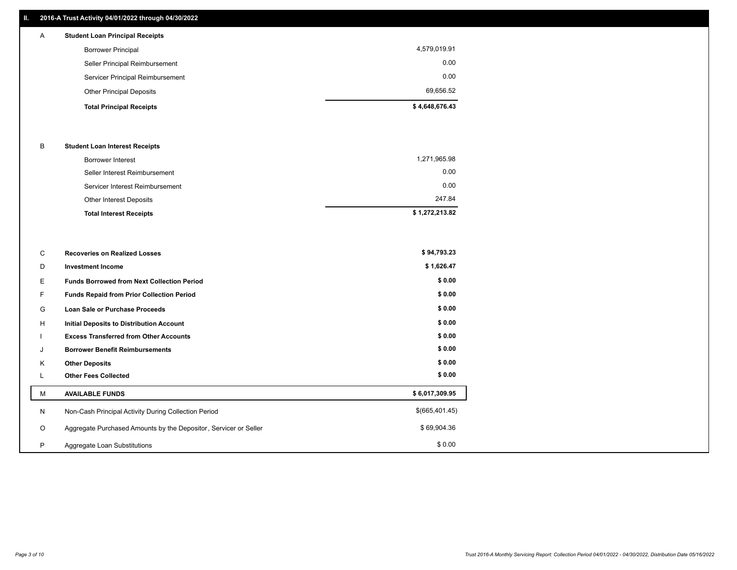## II. 2016-A Trust Activity 04/01/2022 through 04/30/2022

| | | |
|---|---|---|
| A | **Student Loan Principal Receipts** | |
| | Borrower Principal | 4,579,019.91 |
| | Seller Principal Reimbursement | 0.00 |
| | Servicer Principal Reimbursement | 0.00 |
| | Other Principal Deposits | 69,656.52 |
| | **Total Principal Receipts** | **$ 4,648,676.43** |
| B | **Student Loan Interest Receipts** | |
| | Borrower Interest | 1,271,965.98 |
| | Seller Interest Reimbursement | 0.00 |
| | Servicer Interest Reimbursement | 0.00 |
| | Other Interest Deposits | 247.84 |
| | **Total Interest Receipts** | **$ 1,272,213.82** |
| C | **Recoveries on Realized Losses** | **$ 94,793.23** |
| D | **Investment Income** | **$ 1,626.47** |
| E | **Funds Borrowed from Next Collection Period** | **$ 0.00** |
| F | **Funds Repaid from Prior Collection Period** | **$ 0.00** |
| G | **Loan Sale or Purchase Proceeds** | **$ 0.00** |
| H | **Initial Deposits to Distribution Account** | **$ 0.00** |
| I | **Excess Transferred from Other Accounts** | **$ 0.00** |
| J | **Borrower Benefit Reimbursements** | **$ 0.00** |
| K | **Other Deposits** | **$ 0.00** |
| L | **Other Fees Collected** | **$ 0.00** |
| M | **AVAILABLE FUNDS** | **$ 6,017,309.95** |
| N | Non-Cash Principal Activity During Collection Period | $(665,401.45) |
| O | Aggregate Purchased Amounts by the Depositor, Servicer or Seller | $ 69,904.36 |
| P | Aggregate Loan Substitutions | $ 0.00 |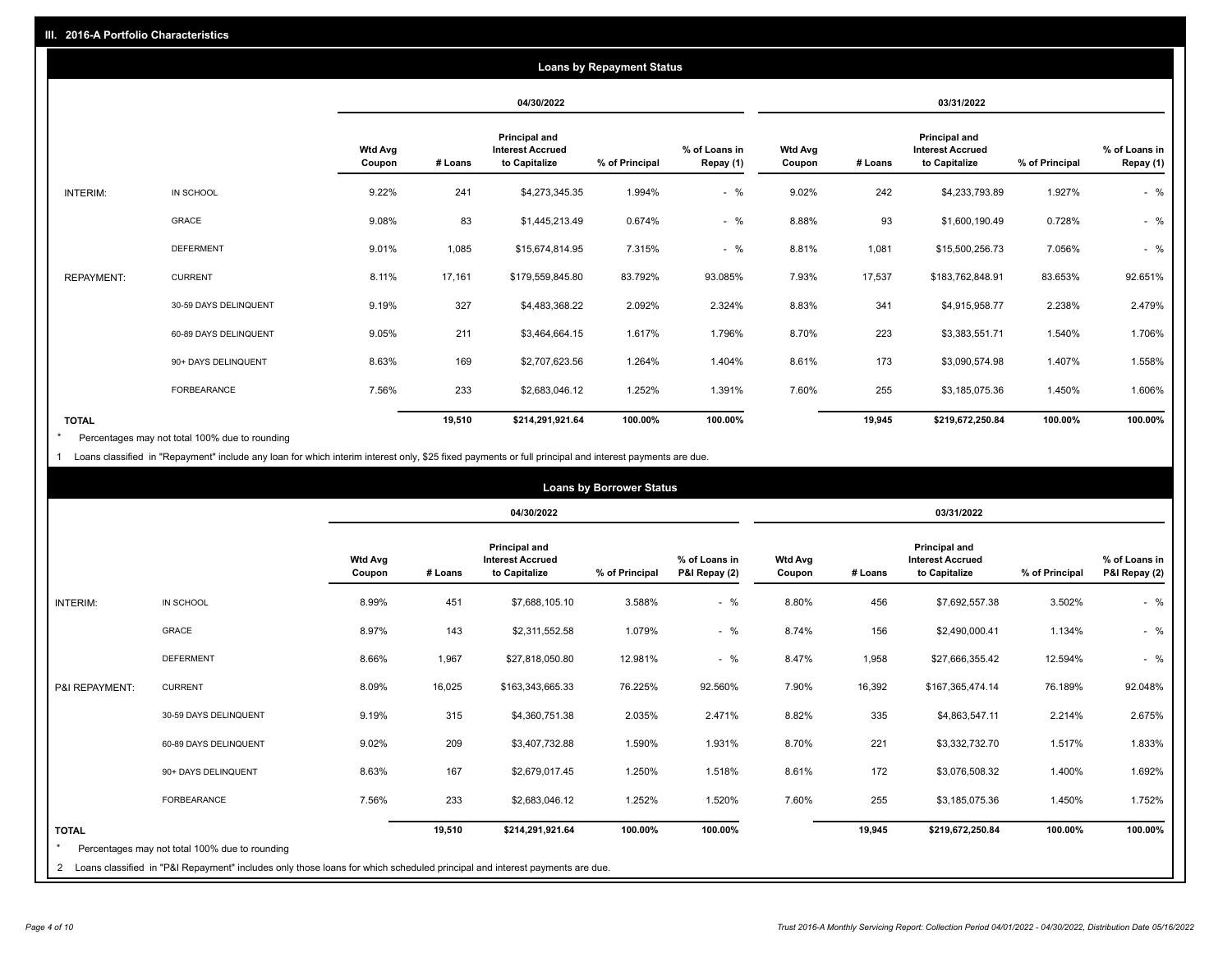## III. 2016-A Portfolio Characteristics

### Loans by Repayment Status

| | | 04/30/2022 | | | | | 03/31/2022 | | | | |
|---|---|---|---|---|---|---|---|---|---|---|---|
| | | Wtd Avg Coupon | # Loans | Principal and Interest Accrued to Capitalize | % of Principal | % of Loans in Repay (1) | Wtd Avg Coupon | # Loans | Principal and Interest Accrued to Capitalize | % of Principal | % of Loans in Repay (1) |
| INTERIM: | IN SCHOOL | 9.22% | 241 | $4,273,345.35 | 1.994% | - % | 9.02% | 242 | $4,233,793.89 | 1.927% | - % |
| | GRACE | 9.08% | 83 | $1,445,213.49 | 0.674% | - % | 8.88% | 93 | $1,600,190.49 | 0.728% | - % |
| | DEFERMENT | 9.01% | 1,085 | $15,674,814.95 | 7.315% | - % | 8.81% | 1,081 | $15,500,256.73 | 7.056% | - % |
| REPAYMENT: | CURRENT | 8.11% | 17,161 | $179,559,845.80 | 83.792% | 93.085% | 7.93% | 17,537 | $183,762,848.91 | 83.653% | 92.651% |
| | 30-59 DAYS DELINQUENT | 9.19% | 327 | $4,483,368.22 | 2.092% | 2.324% | 8.83% | 341 | $4,915,958.77 | 2.238% | 2.479% |
| | 60-89 DAYS DELINQUENT | 9.05% | 211 | $3,464,664.15 | 1.617% | 1.796% | 8.70% | 223 | $3,383,551.71 | 1.540% | 1.706% |
| | 90+ DAYS DELINQUENT | 8.63% | 169 | $2,707,623.56 | 1.264% | 1.404% | 8.61% | 173 | $3,090,574.98 | 1.407% | 1.558% |
| | FORBEARANCE | 7.56% | 233 | $2,683,046.12 | 1.252% | 1.391% | 7.60% | 255 | $3,185,075.36 | 1.450% | 1.606% |
| TOTAL | | | 19,510 | $214,291,921.64 | 100.00% | 100.00% | | 19,945 | $219,672,250.84 | 100.00% | 100.00% |

\* Percentages may not total 100% due to rounding

1 Loans classified in "Repayment" include any loan for which interim interest only, $25 fixed payments or full principal and interest payments are due.

### Loans by Borrower Status

| | | 04/30/2022 | | | | | 03/31/2022 | | | | |
|---|---|---|---|---|---|---|---|---|---|---|---|
| | | Wtd Avg Coupon | # Loans | Principal and Interest Accrued to Capitalize | % of Principal | % of Loans in P&I Repay (2) | Wtd Avg Coupon | # Loans | Principal and Interest Accrued to Capitalize | % of Principal | % of Loans in P&I Repay (2) |
| INTERIM: | IN SCHOOL | 8.99% | 451 | $7,688,105.10 | 3.588% | - % | 8.80% | 456 | $7,692,557.38 | 3.502% | - % |
| | GRACE | 8.97% | 143 | $2,311,552.58 | 1.079% | - % | 8.74% | 156 | $2,490,000.41 | 1.134% | - % |
| | DEFERMENT | 8.66% | 1,967 | $27,818,050.80 | 12.981% | - % | 8.47% | 1,958 | $27,666,355.42 | 12.594% | - % |
| P&I REPAYMENT: | CURRENT | 8.09% | 16,025 | $163,343,665.33 | 76.225% | 92.560% | 7.90% | 16,392 | $167,365,474.14 | 76.189% | 92.048% |
| | 30-59 DAYS DELINQUENT | 9.19% | 315 | $4,360,751.38 | 2.035% | 2.471% | 8.82% | 335 | $4,863,547.11 | 2.214% | 2.675% |
| | 60-89 DAYS DELINQUENT | 9.02% | 209 | $3,407,732.88 | 1.590% | 1.931% | 8.70% | 221 | $3,332,732.70 | 1.517% | 1.833% |
| | 90+ DAYS DELINQUENT | 8.63% | 167 | $2,679,017.45 | 1.250% | 1.518% | 8.61% | 172 | $3,076,508.32 | 1.400% | 1.692% |
| | FORBEARANCE | 7.56% | 233 | $2,683,046.12 | 1.252% | 1.520% | 7.60% | 255 | $3,185,075.36 | 1.450% | 1.752% |
| TOTAL | | | 19,510 | $214,291,921.64 | 100.00% | 100.00% | | 19,945 | $219,672,250.84 | 100.00% | 100.00% |

\* Percentages may not total 100% due to rounding

2 Loans classified in "P&I Repayment" includes only those loans for which scheduled principal and interest payments are due.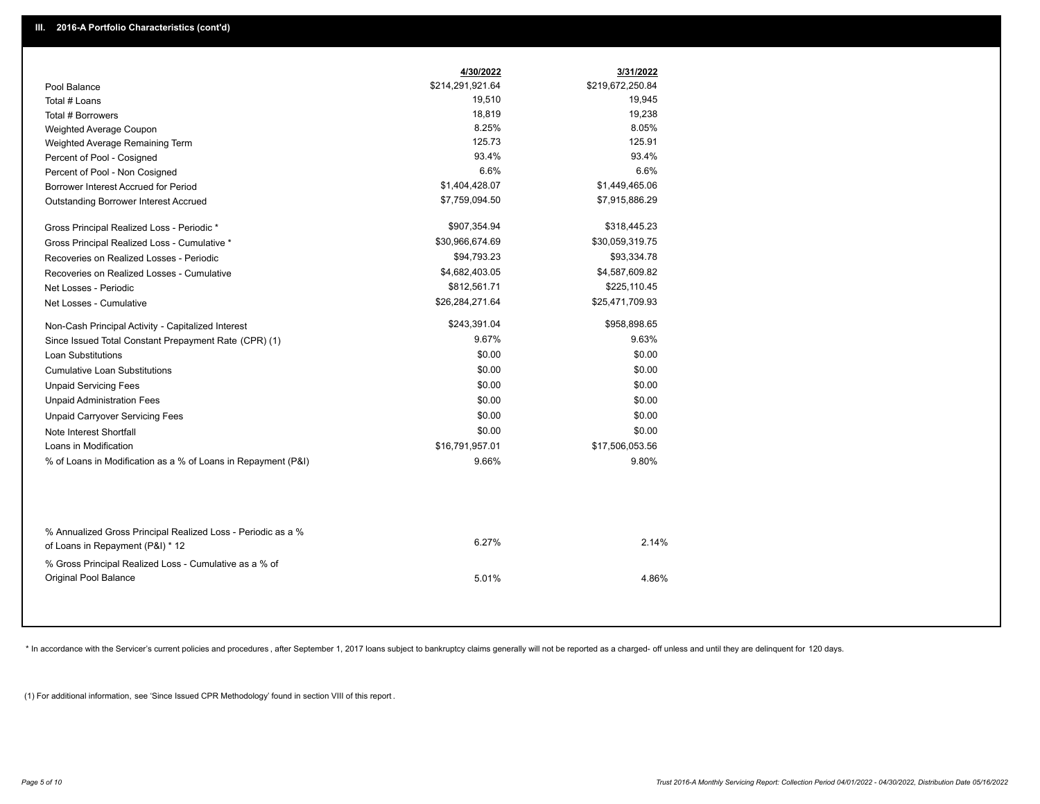## III. 2016-A Portfolio Characteristics (cont'd)

| | 4/30/2022 | 3/31/2022 |
|---|---|---|
| Pool Balance | $214,291,921.64 | $219,672,250.84 |
| Total # Loans | 19,510 | 19,945 |
| Total # Borrowers | 18,819 | 19,238 |
| Weighted Average Coupon | 8.25% | 8.05% |
| Weighted Average Remaining Term | 125.73 | 125.91 |
| Percent of Pool - Cosigned | 93.4% | 93.4% |
| Percent of Pool - Non Cosigned | 6.6% | 6.6% |
| Borrower Interest Accrued for Period | $1,404,428.07 | $1,449,465.06 |
| Outstanding Borrower Interest Accrued | $7,759,094.50 | $7,915,886.29 |
| Gross Principal Realized Loss - Periodic * | $907,354.94 | $318,445.23 |
| Gross Principal Realized Loss - Cumulative * | $30,966,674.69 | $30,059,319.75 |
| Recoveries on Realized Losses - Periodic | $94,793.23 | $93,334.78 |
| Recoveries on Realized Losses - Cumulative | $4,682,403.05 | $4,587,609.82 |
| Net Losses - Periodic | $812,561.71 | $225,110.45 |
| Net Losses - Cumulative | $26,284,271.64 | $25,471,709.93 |
| Non-Cash Principal Activity - Capitalized Interest | $243,391.04 | $958,898.65 |
| Since Issued Total Constant Prepayment Rate (CPR) (1) | 9.67% | 9.63% |
| Loan Substitutions | $0.00 | $0.00 |
| Cumulative Loan Substitutions | $0.00 | $0.00 |
| Unpaid Servicing Fees | $0.00 | $0.00 |
| Unpaid Administration Fees | $0.00 | $0.00 |
| Unpaid Carryover Servicing Fees | $0.00 | $0.00 |
| Note Interest Shortfall | $0.00 | $0.00 |
| Loans in Modification | $16,791,957.01 | $17,506,053.56 |
| % of Loans in Modification as a % of Loans in Repayment (P&I) | 9.66% | 9.80% |
| % Annualized Gross Principal Realized Loss - Periodic as a % of Loans in Repayment (P&I) * 12 | 6.27% | 2.14% |
| % Gross Principal Realized Loss - Cumulative as a % of Original Pool Balance | 5.01% | 4.86% |

* In accordance with the Servicer's current policies and procedures , after September 1, 2017 loans subject to bankruptcy claims generally will not be reported as a charged- off unless and until they are delinquent for 120 days.

(1) For additional information, see 'Since Issued CPR Methodology' found in section VIII of this report .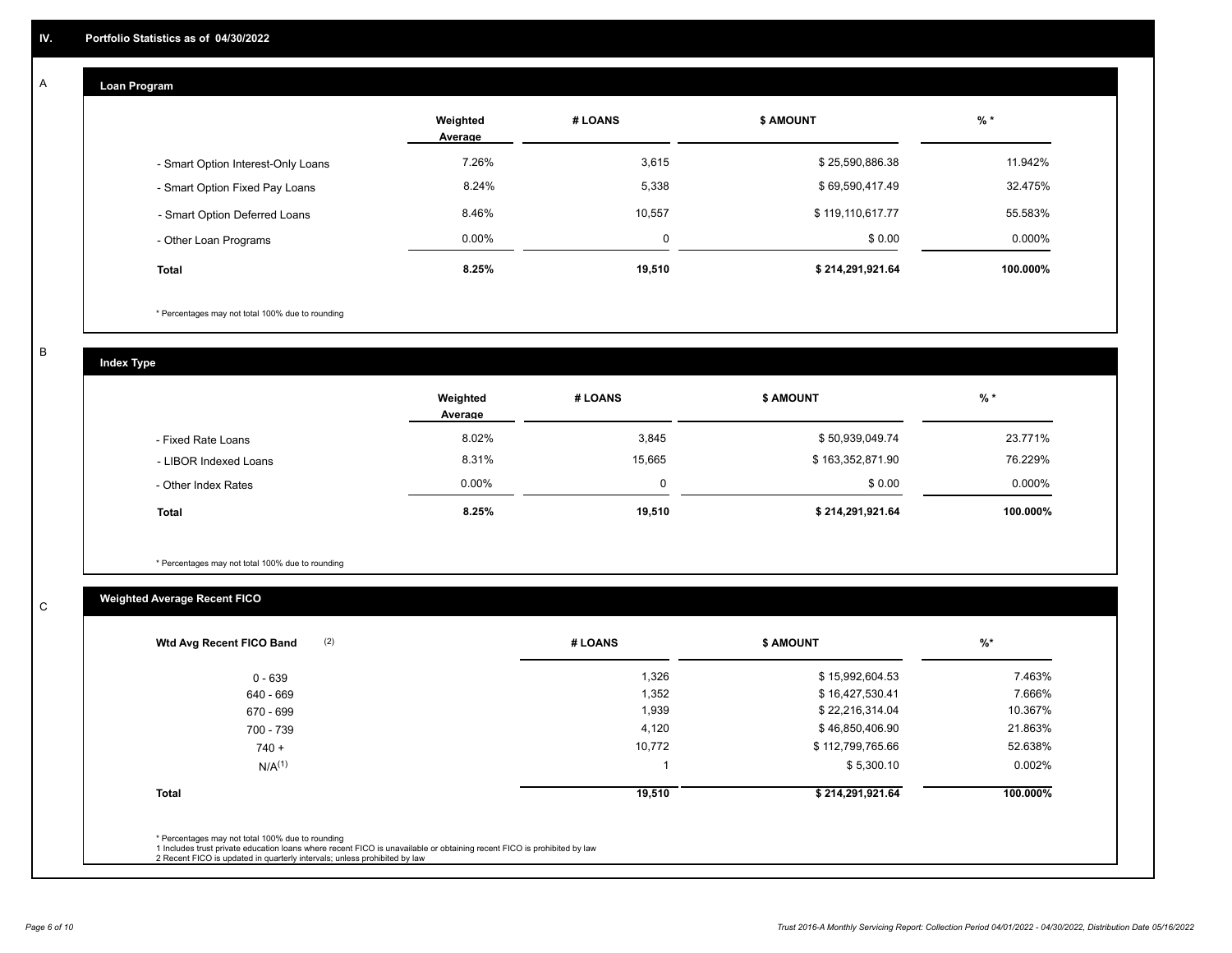## IV. Portfolio Statistics as of 04/30/2022

### A Loan Program

| | Weighted Average | # LOANS | $ AMOUNT | % * |
|---|---|---|---|---|
| - Smart Option Interest-Only Loans | 7.26% | 3,615 | $ 25,590,886.38 | 11.942% |
| - Smart Option Fixed Pay Loans | 8.24% | 5,338 | $ 69,590,417.49 | 32.475% |
| - Smart Option Deferred Loans | 8.46% | 10,557 | $ 119,110,617.77 | 55.583% |
| - Other Loan Programs | 0.00% | 0 | $ 0.00 | 0.000% |
| **Total** | **8.25%** | **19,510** | **$ 214,291,921.64** | **100.000%** |

* Percentages may not total 100% due to rounding

### B Index Type

| | Weighted Average | # LOANS | $ AMOUNT | % * |
|---|---|---|---|---|
| - Fixed Rate Loans | 8.02% | 3,845 | $ 50,939,049.74 | 23.771% |
| - LIBOR Indexed Loans | 8.31% | 15,665 | $ 163,352,871.90 | 76.229% |
| - Other Index Rates | 0.00% | 0 | $ 0.00 | 0.000% |
| **Total** | **8.25%** | **19,510** | **$ 214,291,921.64** | **100.000%** |

* Percentages may not total 100% due to rounding

### C Weighted Average Recent FICO

| Wtd Avg Recent FICO Band (2) | # LOANS | $ AMOUNT | %* |
|---|---|---|---|
| 0 - 639 | 1,326 | $ 15,992,604.53 | 7.463% |
| 640 - 669 | 1,352 | $ 16,427,530.41 | 7.666% |
| 670 - 699 | 1,939 | $ 22,216,314.04 | 10.367% |
| 700 - 739 | 4,120 | $ 46,850,406.90 | 21.863% |
| 740 + | 10,772 | $ 112,799,765.66 | 52.638% |
| N/A(1) | 1 | $ 5,300.10 | 0.002% |
| **Total** | **19,510** | **$ 214,291,921.64** | **100.000%** |

* Percentages may not total 100% due to rounding
1 Includes trust private education loans where recent FICO is unavailable or obtaining recent FICO is prohibited by law
2 Recent FICO is updated in quarterly intervals; unless prohibited by law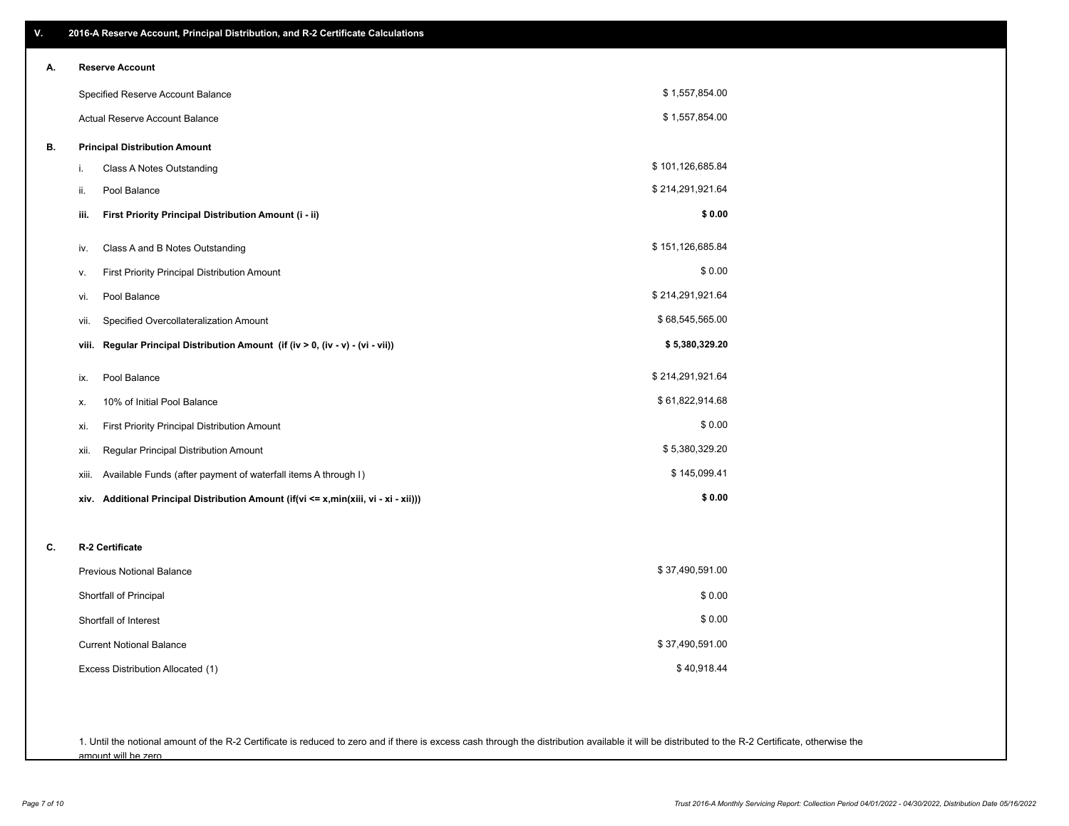## V. 2016-A Reserve Account, Principal Distribution, and R-2 Certificate Calculations

### A. Reserve Account

| | |
|---|---|
| Specified Reserve Account Balance | $ 1,557,854.00 |
| Actual Reserve Account Balance | $ 1,557,854.00 |

### B. Principal Distribution Amount

| | | |
|---|---|---|
| i. | Class A Notes Outstanding | $ 101,126,685.84 |
| ii. | Pool Balance | $ 214,291,921.64 |
| **iii.** | **First Priority Principal Distribution Amount (i - ii)** | **$ 0.00** |
| iv. | Class A and B Notes Outstanding | $ 151,126,685.84 |
| v. | First Priority Principal Distribution Amount | $ 0.00 |
| vi. | Pool Balance | $ 214,291,921.64 |
| vii. | Specified Overcollateralization Amount | $ 68,545,565.00 |
| **viii.** | **Regular Principal Distribution Amount (if (iv > 0, (iv - v) - (vi - vii))** | **$ 5,380,329.20** |
| ix. | Pool Balance | $ 214,291,921.64 |
| x. | 10% of Initial Pool Balance | $ 61,822,914.68 |
| xi. | First Priority Principal Distribution Amount | $ 0.00 |
| xii. | Regular Principal Distribution Amount | $ 5,380,329.20 |
| xiii. | Available Funds (after payment of waterfall items A through I) | $ 145,099.41 |
| **xiv.** | **Additional Principal Distribution Amount (if(vi <= x,min(xiii, vi - xi - xii)))** | **$ 0.00** |

### C. R-2 Certificate

| | |
|---|---|
| Previous Notional Balance | $ 37,490,591.00 |
| Shortfall of Principal | $ 0.00 |
| Shortfall of Interest | $ 0.00 |
| Current Notional Balance | $ 37,490,591.00 |
| Excess Distribution Allocated (1) | $ 40,918.44 |

1. Until the notional amount of the R-2 Certificate is reduced to zero and if there is excess cash through the distribution available it will be distributed to the R-2 Certificate, otherwise the amount will be zero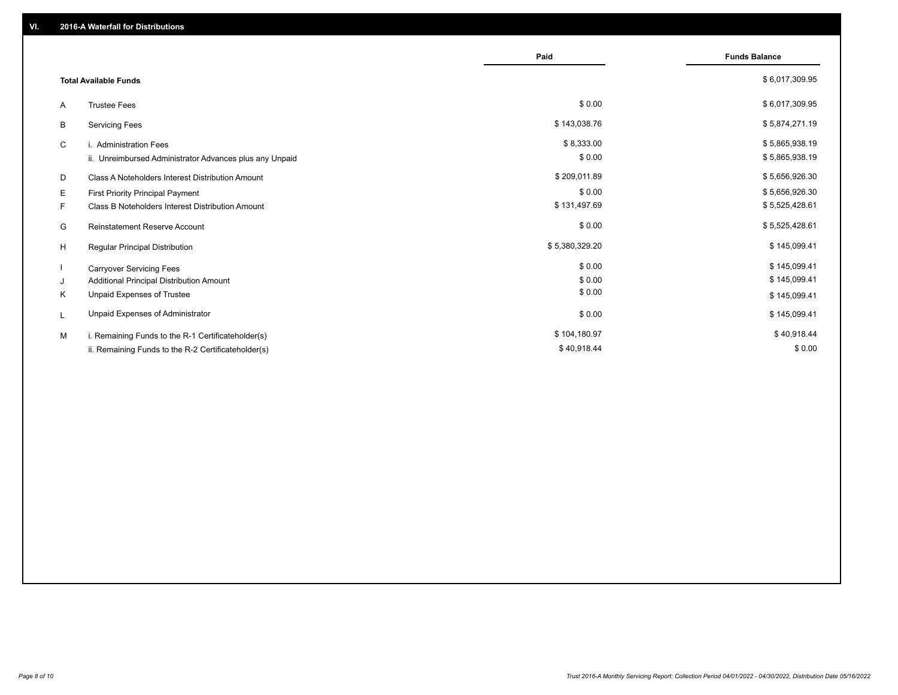## VI. 2016-A Waterfall for Distributions

| | | Paid | Funds Balance |
|---|---|---|---|
| | **Total Available Funds** | | $ 6,017,309.95 |
| A | Trustee Fees | $ 0.00 | $ 6,017,309.95 |
| B | Servicing Fees | $ 143,038.76 | $ 5,874,271.19 |
| C | i. Administration Fees | $ 8,333.00 | $ 5,865,938.19 |
| | ii. Unreimbursed Administrator Advances plus any Unpaid | $ 0.00 | $ 5,865,938.19 |
| D | Class A Noteholders Interest Distribution Amount | $ 209,011.89 | $ 5,656,926.30 |
| E | First Priority Principal Payment | $ 0.00 | $ 5,656,926.30 |
| F | Class B Noteholders Interest Distribution Amount | $ 131,497.69 | $ 5,525,428.61 |
| G | Reinstatement Reserve Account | $ 0.00 | $ 5,525,428.61 |
| H | Regular Principal Distribution | $ 5,380,329.20 | $ 145,099.41 |
| I | Carryover Servicing Fees | $ 0.00 | $ 145,099.41 |
| J | Additional Principal Distribution Amount | $ 0.00 | $ 145,099.41 |
| K | Unpaid Expenses of Trustee | $ 0.00 | $ 145,099.41 |
| L | Unpaid Expenses of Administrator | $ 0.00 | $ 145,099.41 |
| M | i. Remaining Funds to the R-1 Certificateholder(s) | $ 104,180.97 | $ 40,918.44 |
| | ii. Remaining Funds to the R-2 Certificateholder(s) | $ 40,918.44 | $ 0.00 |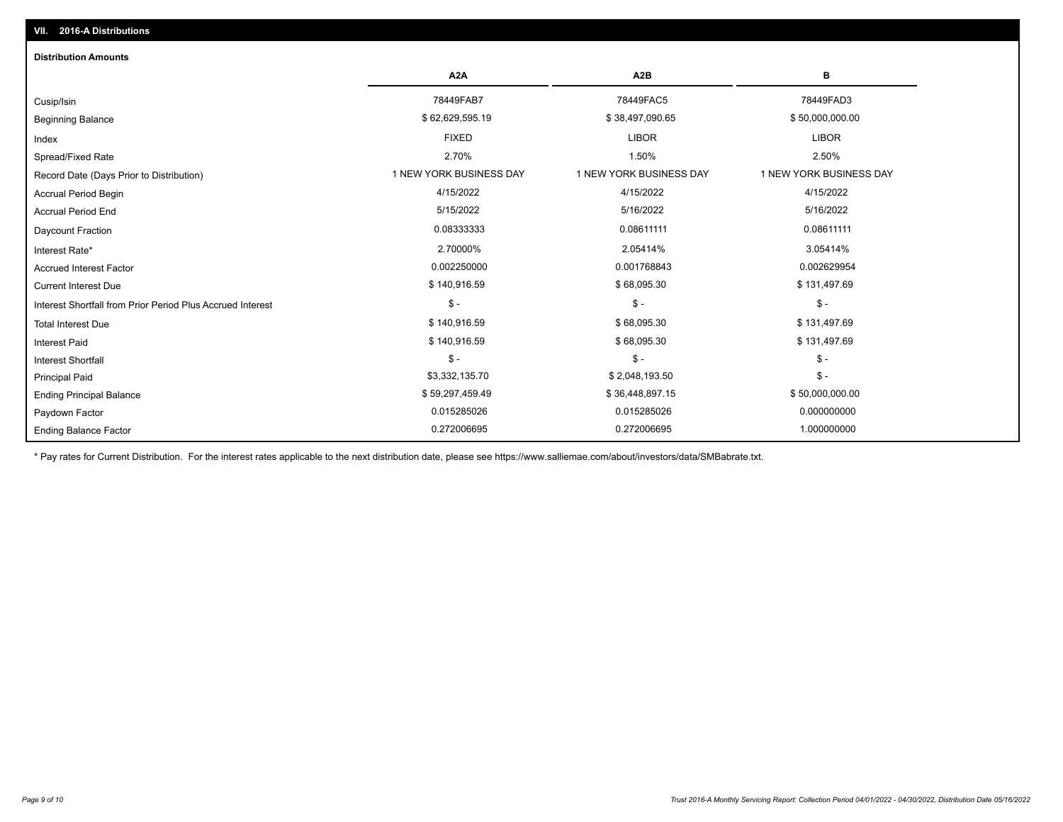## VII. 2016-A Distributions

**Distribution Amounts**

| | A2A | A2B | B |
|---|---|---|---|
| Cusip/Isin | 78449FAB7 | 78449FAC5 | 78449FAD3 |
| Beginning Balance | $ 62,629,595.19 | $ 38,497,090.65 | $ 50,000,000.00 |
| Index | FIXED | LIBOR | LIBOR |
| Spread/Fixed Rate | 2.70% | 1.50% | 2.50% |
| Record Date (Days Prior to Distribution) | 1 NEW YORK BUSINESS DAY | 1 NEW YORK BUSINESS DAY | 1 NEW YORK BUSINESS DAY |
| Accrual Period Begin | 4/15/2022 | 4/15/2022 | 4/15/2022 |
| Accrual Period End | 5/15/2022 | 5/16/2022 | 5/16/2022 |
| Daycount Fraction | 0.08333333 | 0.08611111 | 0.08611111 |
| Interest Rate* | 2.70000% | 2.05414% | 3.05414% |
| Accrued Interest Factor | 0.002250000 | 0.001768843 | 0.002629954 |
| Current Interest Due | $ 140,916.59 | $ 68,095.30 | $ 131,497.69 |
| Interest Shortfall from Prior Period Plus Accrued Interest | $ - | $ - | $ - |
| Total Interest Due | $ 140,916.59 | $ 68,095.30 | $ 131,497.69 |
| Interest Paid | $ 140,916.59 | $ 68,095.30 | $ 131,497.69 |
| Interest Shortfall | $ - | $ - | $ - |
| Principal Paid | $3,332,135.70 | $ 2,048,193.50 | $ - |
| Ending Principal Balance | $ 59,297,459.49 | $ 36,448,897.15 | $ 50,000,000.00 |
| Paydown Factor | 0.015285026 | 0.015285026 | 0.000000000 |
| Ending Balance Factor | 0.272006695 | 0.272006695 | 1.000000000 |

* Pay rates for Current Distribution. For the interest rates applicable to the next distribution date, please see https://www.salliemae.com/about/investors/data/SMBabrate.txt.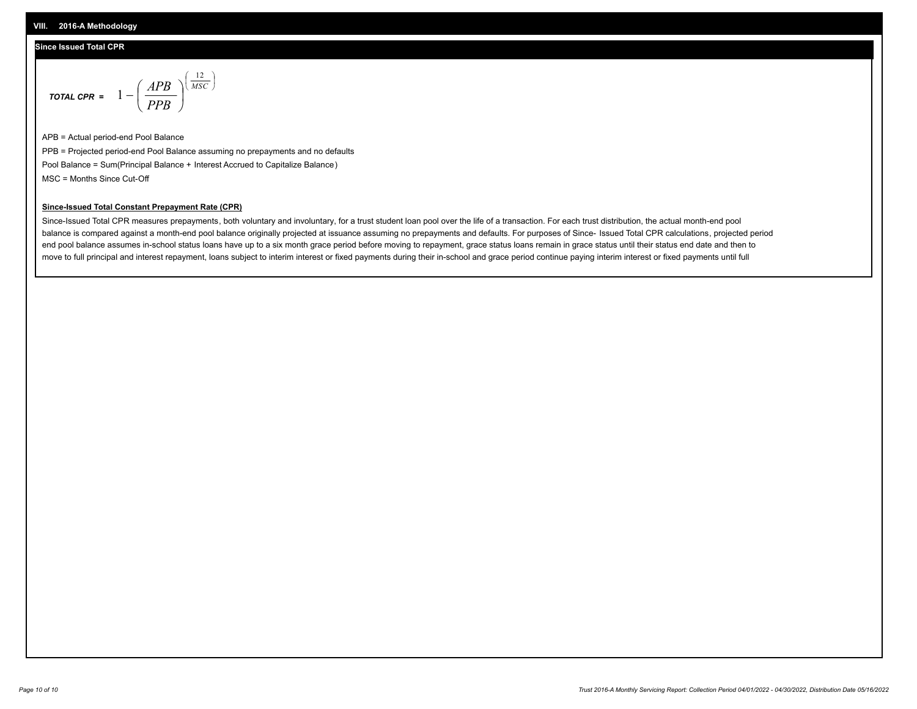## VIII. 2016-A Methodology

### Since Issued Total CPR

$$\textit{TOTAL CPR} = 1 - \left(\frac{APB}{PPB}\right)^{\left(\frac{12}{MSC}\right)}$$

APB = Actual period-end Pool Balance

PPB = Projected period-end Pool Balance assuming no prepayments and no defaults

Pool Balance = Sum(Principal Balance + Interest Accrued to Capitalize Balance)

MSC = Months Since Cut-Off

**Since-Issued Total Constant Prepayment Rate (CPR)**

Since-Issued Total CPR measures prepayments, both voluntary and involuntary, for a trust student loan pool over the life of a transaction. For each trust distribution, the actual month-end pool balance is compared against a month-end pool balance originally projected at issuance assuming no prepayments and defaults. For purposes of Since- Issued Total CPR calculations, projected period end pool balance assumes in-school status loans have up to a six month grace period before moving to repayment, grace status loans remain in grace status until their status end date and then to move to full principal and interest repayment, loans subject to interim interest or fixed payments during their in-school and grace period continue paying interim interest or fixed payments until full